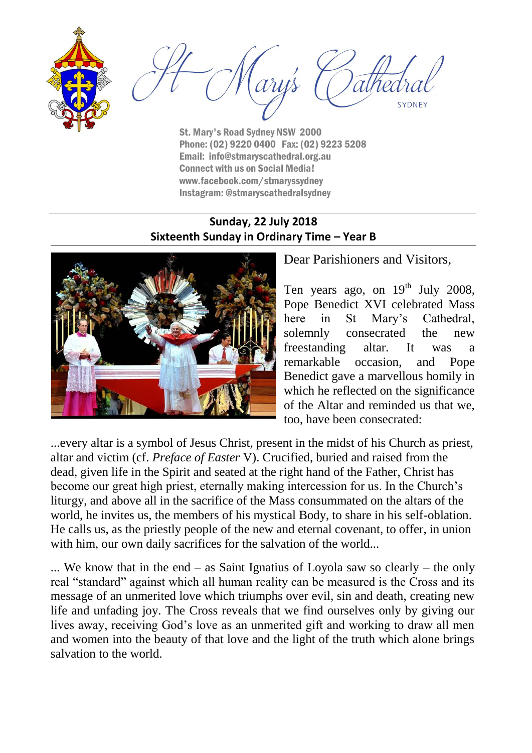# St Mary's Cathedral

SYDNEY

St. Mary's Road Sydney NSW 2000
Phone: (02) 9220 0400 Fax: (02) 9223 5208
Email: info@stmaryscathedral.org.au
Connect with us on Social Media!
www.facebook.com/stmaryssydney
Instagram: @stmaryscathedralsydney

**Sunday, 22 July 2018**
**Sixteenth Sunday in Ordinary Time – Year B**

Dear Parishioners and Visitors,

Ten years ago, on 19th July 2008, Pope Benedict XVI celebrated Mass here in St Mary's Cathedral, solemnly consecrated the new freestanding altar. It was a remarkable occasion, and Pope Benedict gave a marvellous homily in which he reflected on the significance of the Altar and reminded us that we, too, have been consecrated:

...every altar is a symbol of Jesus Christ, present in the midst of his Church as priest, altar and victim (cf. *Preface of Easter* V). Crucified, buried and raised from the dead, given life in the Spirit and seated at the right hand of the Father, Christ has become our great high priest, eternally making intercession for us. In the Church's liturgy, and above all in the sacrifice of the Mass consummated on the altars of the world, he invites us, the members of his mystical Body, to share in his self-oblation. He calls us, as the priestly people of the new and eternal covenant, to offer, in union with him, our own daily sacrifices for the salvation of the world...

... We know that in the end – as Saint Ignatius of Loyola saw so clearly – the only real "standard" against which all human reality can be measured is the Cross and its message of an unmerited love which triumphs over evil, sin and death, creating new life and unfading joy. The Cross reveals that we find ourselves only by giving our lives away, receiving God's love as an unmerited gift and working to draw all men and women into the beauty of that love and the light of the truth which alone brings salvation to the world.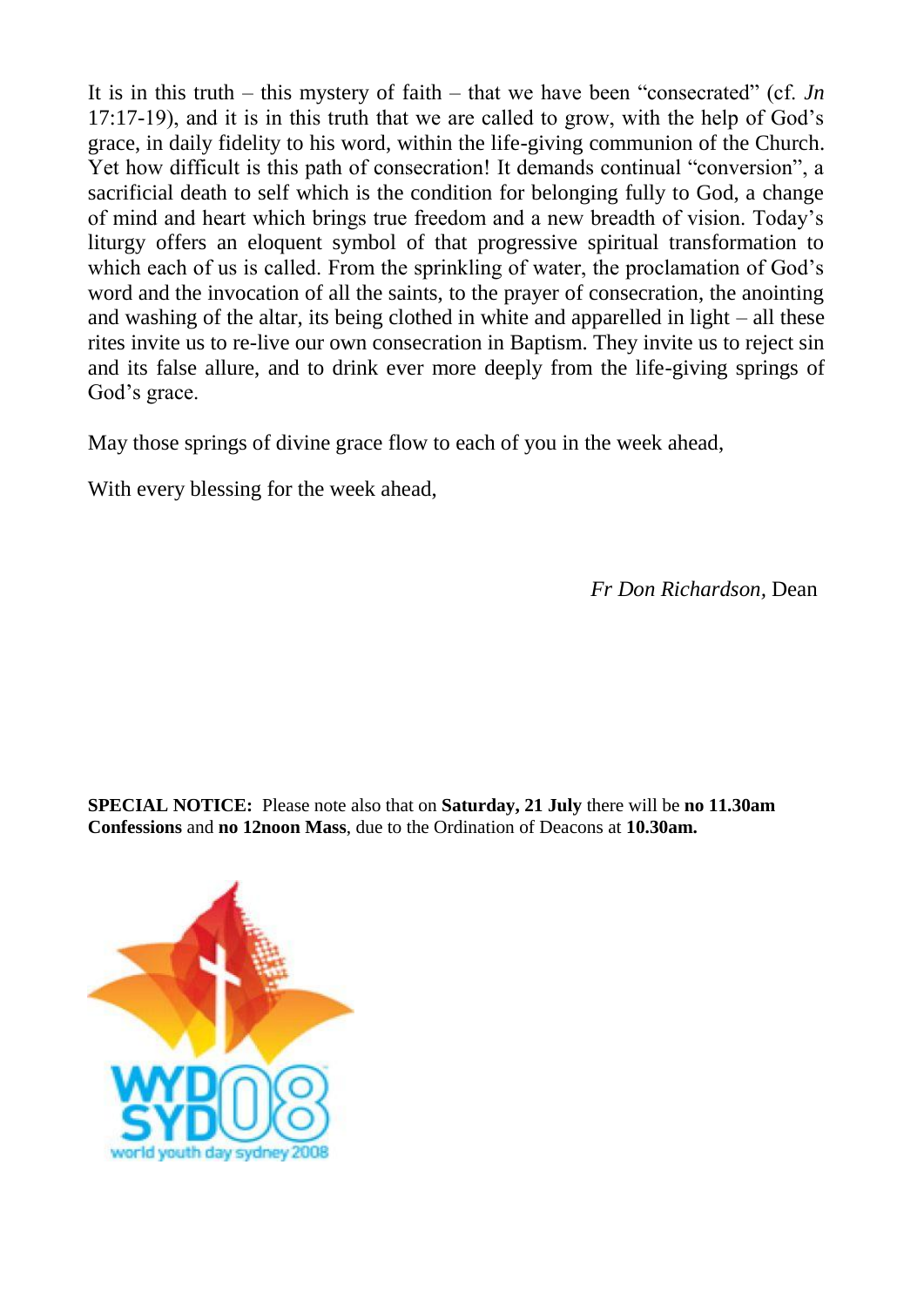It is in this truth – this mystery of faith – that we have been "consecrated" (cf. *Jn* 17:17-19), and it is in this truth that we are called to grow, with the help of God's grace, in daily fidelity to his word, within the life-giving communion of the Church. Yet how difficult is this path of consecration! It demands continual "conversion", a sacrificial death to self which is the condition for belonging fully to God, a change of mind and heart which brings true freedom and a new breadth of vision. Today's liturgy offers an eloquent symbol of that progressive spiritual transformation to which each of us is called. From the sprinkling of water, the proclamation of God's word and the invocation of all the saints, to the prayer of consecration, the anointing and washing of the altar, its being clothed in white and apparelled in light – all these rites invite us to re-live our own consecration in Baptism. They invite us to reject sin and its false allure, and to drink ever more deeply from the life-giving springs of God's grace.

May those springs of divine grace flow to each of you in the week ahead,

With every blessing for the week ahead,

*Fr Don Richardson*, Dean

**SPECIAL NOTICE:** Please note also that on **Saturday, 21 July** there will be **no 11.30am Confessions** and **no 12noon Mass**, due to the Ordination of Deacons at **10.30am.**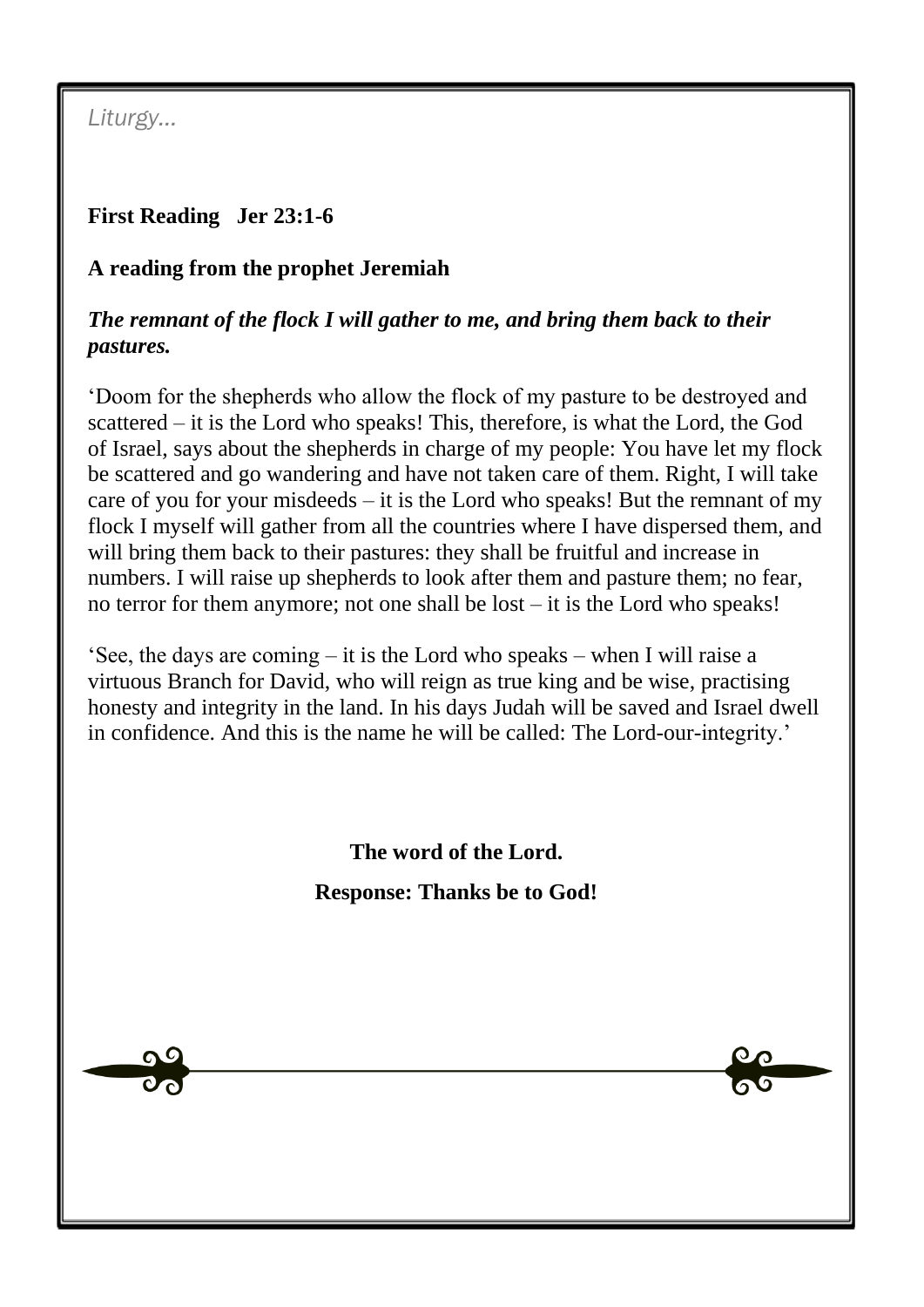*Liturgy…*

**First Reading   Jer 23:1-6**

**A reading from the prophet Jeremiah**

***The remnant of the flock I will gather to me, and bring them back to their pastures.***

'Doom for the shepherds who allow the flock of my pasture to be destroyed and scattered – it is the Lord who speaks! This, therefore, is what the Lord, the God of Israel, says about the shepherds in charge of my people: You have let my flock be scattered and go wandering and have not taken care of them. Right, I will take care of you for your misdeeds – it is the Lord who speaks! But the remnant of my flock I myself will gather from all the countries where I have dispersed them, and will bring them back to their pastures: they shall be fruitful and increase in numbers. I will raise up shepherds to look after them and pasture them; no fear, no terror for them anymore; not one shall be lost – it is the Lord who speaks!

'See, the days are coming – it is the Lord who speaks – when I will raise a virtuous Branch for David, who will reign as true king and be wise, practising honesty and integrity in the land. In his days Judah will be saved and Israel dwell in confidence. And this is the name he will be called: The Lord-our-integrity.'

**The word of the Lord.**

**Response: Thanks be to God!**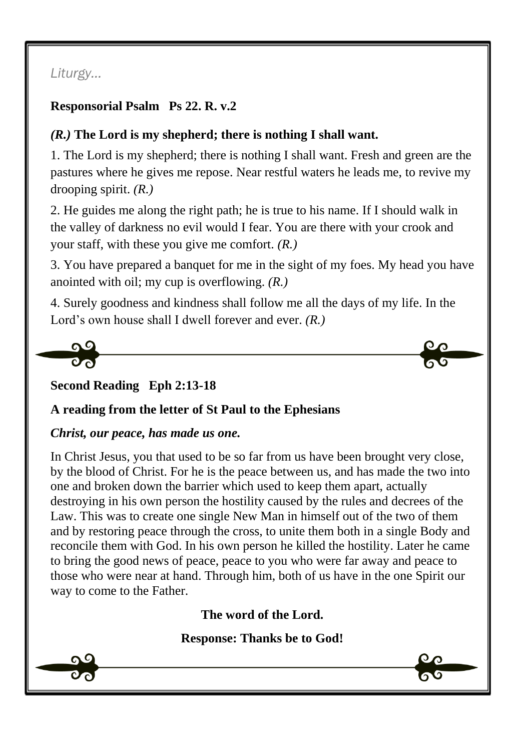*Liturgy…*

**Responsorial Psalm   Ps 22. R. v.2**

***(R.)* The Lord is my shepherd; there is nothing I shall want.**

1. The Lord is my shepherd; there is nothing I shall want. Fresh and green are the pastures where he gives me repose. Near restful waters he leads me, to revive my drooping spirit. *(R.)*

2. He guides me along the right path; he is true to his name. If I should walk in the valley of darkness no evil would I fear. You are there with your crook and your staff, with these you give me comfort. *(R.)*

3. You have prepared a banquet for me in the sight of my foes. My head you have anointed with oil; my cup is overflowing. *(R.)*

4. Surely goodness and kindness shall follow me all the days of my life. In the Lord's own house shall I dwell forever and ever. *(R.)*

**Second Reading   Eph 2:13-18**

**A reading from the letter of St Paul to the Ephesians**

***Christ, our peace, has made us one.***

In Christ Jesus, you that used to be so far from us have been brought very close, by the blood of Christ. For he is the peace between us, and has made the two into one and broken down the barrier which used to keep them apart, actually destroying in his own person the hostility caused by the rules and decrees of the Law. This was to create one single New Man in himself out of the two of them and by restoring peace through the cross, to unite them both in a single Body and reconcile them with God. In his own person he killed the hostility. Later he came to bring the good news of peace, peace to you who were far away and peace to those who were near at hand. Through him, both of us have in the one Spirit our way to come to the Father.

**The word of the Lord.**

**Response: Thanks be to God!**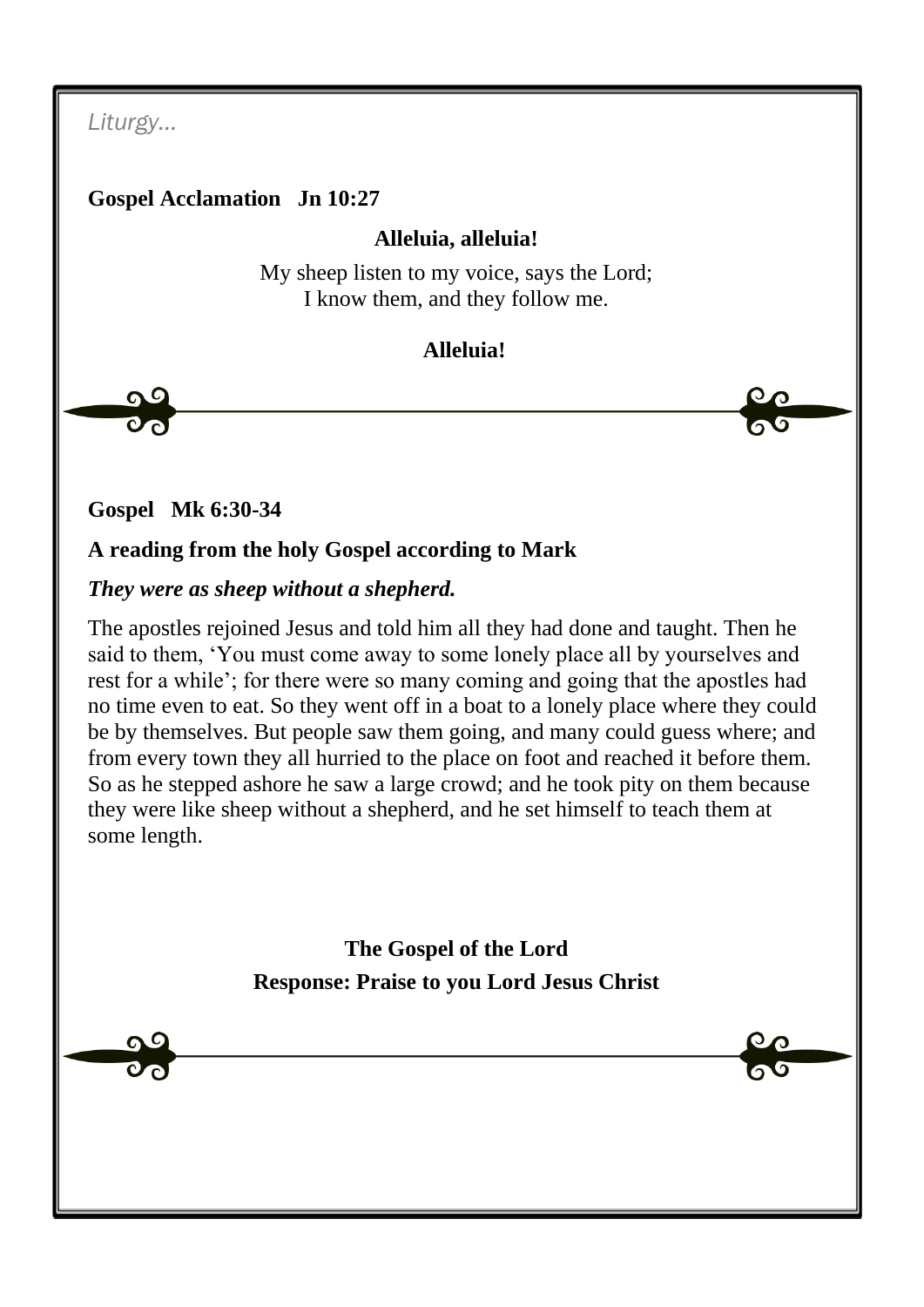*Liturgy…*

**Gospel Acclamation   Jn 10:27**

**Alleluia, alleluia!**

My sheep listen to my voice, says the Lord;
I know them, and they follow me.

**Alleluia!**

**Gospel   Mk 6:30-34**

**A reading from the holy Gospel according to Mark**

***They were as sheep without a shepherd.***

The apostles rejoined Jesus and told him all they had done and taught. Then he said to them, 'You must come away to some lonely place all by yourselves and rest for a while'; for there were so many coming and going that the apostles had no time even to eat. So they went off in a boat to a lonely place where they could be by themselves. But people saw them going, and many could guess where; and from every town they all hurried to the place on foot and reached it before them. So as he stepped ashore he saw a large crowd; and he took pity on them because they were like sheep without a shepherd, and he set himself to teach them at some length.

**The Gospel of the Lord**

**Response: Praise to you Lord Jesus Christ**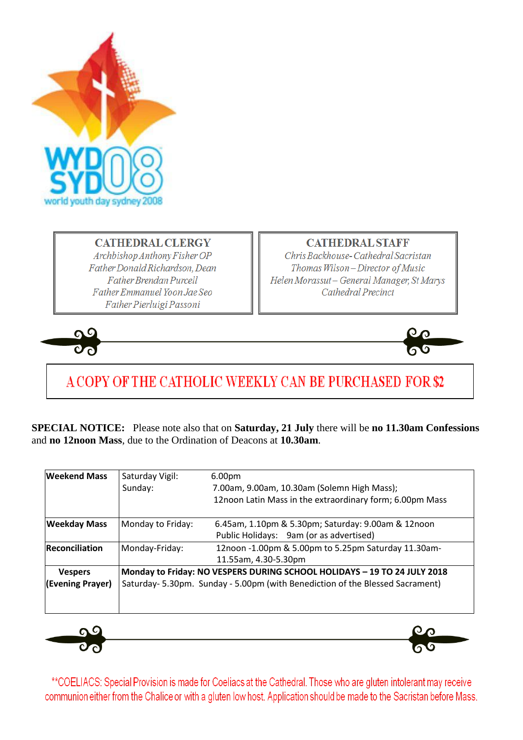## CATHEDRAL CLERGY

*Archbishop Anthony Fisher OP*
*Father Donald Richardson, Dean*
*Father Brendan Purcell*
*Father Emmanuel Yoon Jae Seo*
*Father Pierluigi Passoni*

## CATHEDRAL STAFF

*Chris Backhouse- Cathedral Sacristan*
*Thomas Wilson – Director of Music*
*Helen Morassut – General Manager, St Marys Cathedral Precinct*

A COPY OF THE CATHOLIC WEEKLY CAN BE PURCHASED FOR $2

**SPECIAL NOTICE:** Please note also that on **Saturday, 21 July** there will be **no 11.30am Confessions** and **no 12noon Mass**, due to the Ordination of Deacons at **10.30am**.

| | | |
|---|---|---|
| **Weekend Mass** | Saturday Vigil:<br>Sunday: | 6.00pm<br>7.00am, 9.00am, 10.30am (Solemn High Mass);<br>12noon Latin Mass in the extraordinary form; 6.00pm Mass |
| **Weekday Mass** | Monday to Friday: | 6.45am, 1.10pm & 5.30pm; Saturday: 9.00am & 12noon<br>Public Holidays: 9am (or as advertised) |
| **Reconciliation** | Monday-Friday: | 12noon -1.00pm & 5.00pm to 5.25pm Saturday 11.30am-11.55am, 4.30-5.30pm |
| **Vespers (Evening Prayer)** | **Monday to Friday: NO VESPERS DURING SCHOOL HOLIDAYS – 19 TO 24 JULY 2018**<br>Saturday- 5.30pm. Sunday - 5.00pm (with Benediction of the Blessed Sacrament) | |

**COELIACS: Special Provision is made for Coeliacs at the Cathedral. Those who are gluten intolerant may receive communion either from the Chalice or with a gluten low host. Application should be made to the Sacristan before Mass.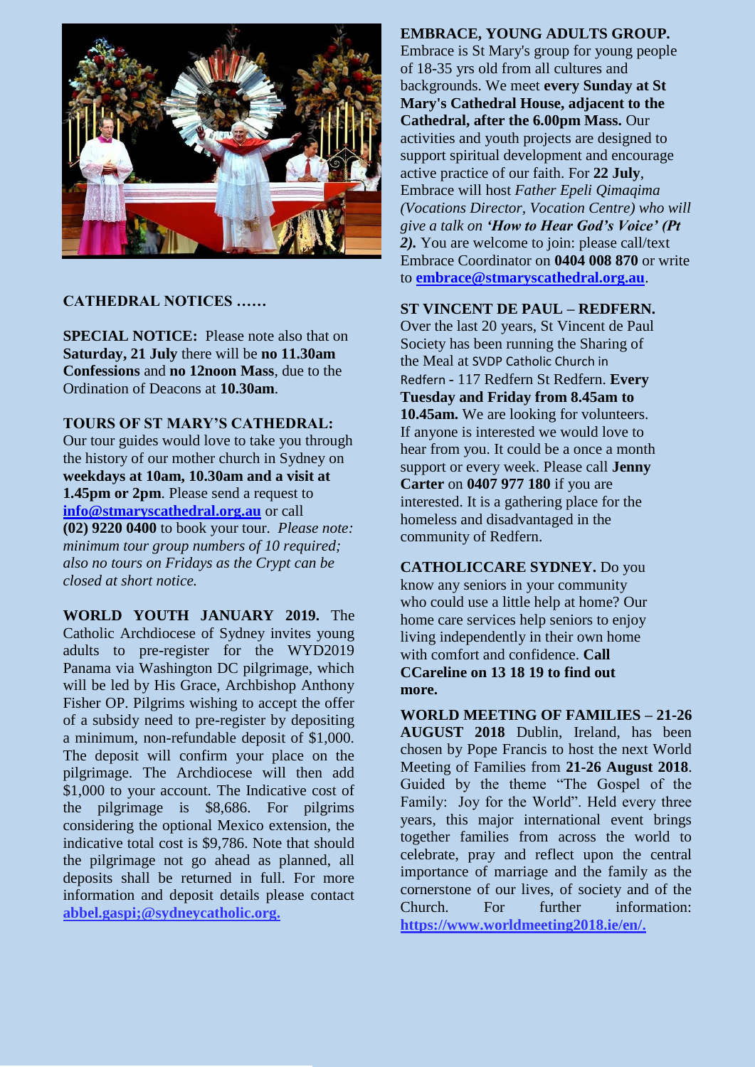**CATHEDRAL NOTICES ……**

**SPECIAL NOTICE:** Please note also that on **Saturday, 21 July** there will be **no 11.30am Confessions** and **no 12noon Mass**, due to the Ordination of Deacons at **10.30am**.

**TOURS OF ST MARY'S CATHEDRAL:** Our tour guides would love to take you through the history of our mother church in Sydney on **weekdays at 10am, 10.30am and a visit at 1.45pm or 2pm**. Please send a request to **info@stmaryscathedral.org.au** or call **(02) 9220 0400** to book your tour. *Please note: minimum tour group numbers of 10 required; also no tours on Fridays as the Crypt can be closed at short notice.*

**WORLD YOUTH JANUARY 2019.** The Catholic Archdiocese of Sydney invites young adults to pre-register for the WYD2019 Panama via Washington DC pilgrimage, which will be led by His Grace, Archbishop Anthony Fisher OP. Pilgrims wishing to accept the offer of a subsidy need to pre-register by depositing a minimum, non-refundable deposit of $1,000. The deposit will confirm your place on the pilgrimage. The Archdiocese will then add $1,000 to your account. The Indicative cost of the pilgrimage is $8,686. For pilgrims considering the optional Mexico extension, the indicative total cost is $9,786. Note that should the pilgrimage not go ahead as planned, all deposits shall be returned in full. For more information and deposit details please contact **abbel.gaspi;@sydneycatholic.org.**

**EMBRACE, YOUNG ADULTS GROUP.** Embrace is St Mary's group for young people of 18-35 yrs old from all cultures and backgrounds. We meet **every Sunday at St Mary's Cathedral House, adjacent to the Cathedral, after the 6.00pm Mass.** Our activities and youth projects are designed to support spiritual development and encourage active practice of our faith. For **22 July**, Embrace will host *Father Epeli Qimaqima (Vocations Director, Vocation Centre) who will give a talk on* ***'How to Hear God's Voice' (Pt 2).*** You are welcome to join: please call/text Embrace Coordinator on **0404 008 870** or write to **embrace@stmaryscathedral.org.au**.

**ST VINCENT DE PAUL – REDFERN.** Over the last 20 years, St Vincent de Paul Society has been running the Sharing of the Meal at SVDP Catholic Church in Redfern - 117 Redfern St Redfern. **Every Tuesday and Friday from 8.45am to 10.45am.** We are looking for volunteers. If anyone is interested we would love to hear from you. It could be a once a month support or every week. Please call **Jenny Carter** on **0407 977 180** if you are interested. It is a gathering place for the homeless and disadvantaged in the community of Redfern.

**CATHOLICCARE SYDNEY.** Do you know any seniors in your community who could use a little help at home? Our home care services help seniors to enjoy living independently in their own home with comfort and confidence. **Call CCareline on 13 18 19 to find out more.**

**WORLD MEETING OF FAMILIES – 21-26 AUGUST 2018** Dublin, Ireland, has been chosen by Pope Francis to host the next World Meeting of Families from **21-26 August 2018**. Guided by the theme "The Gospel of the Family: Joy for the World". Held every three years, this major international event brings together families from across the world to celebrate, pray and reflect upon the central importance of marriage and the family as the cornerstone of our lives, of society and of the Church. For further information: **https://www.worldmeeting2018.ie/en/.**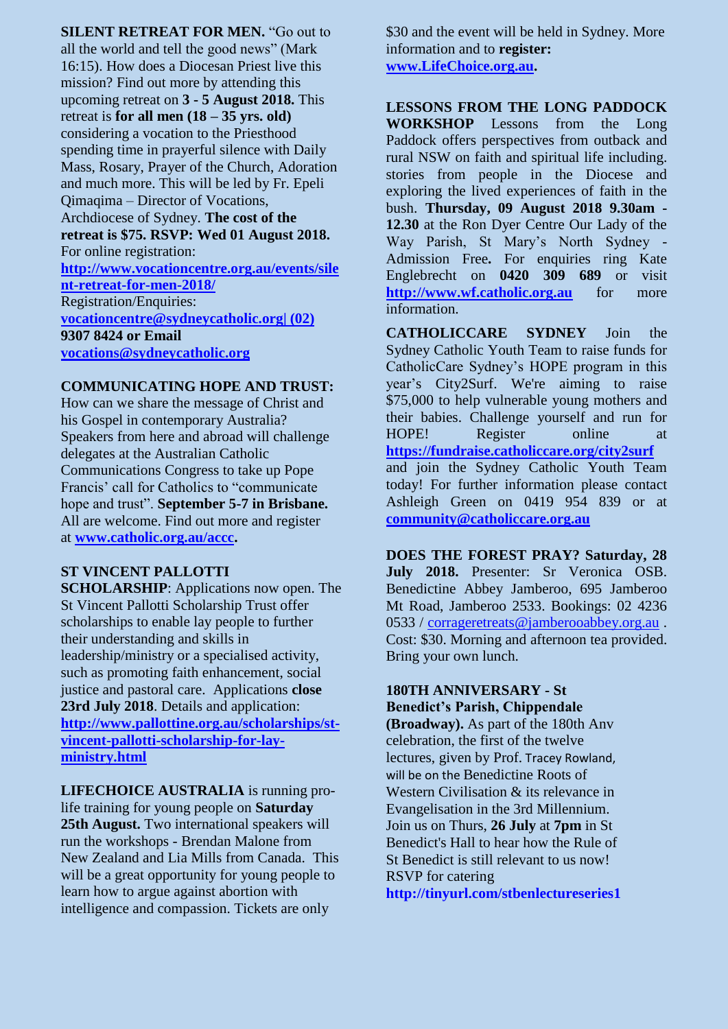**SILENT RETREAT FOR MEN.** "Go out to all the world and tell the good news" (Mark 16:15). How does a Diocesan Priest live this mission? Find out more by attending this upcoming retreat on **3 - 5 August 2018.** This retreat is **for all men (18 – 35 yrs. old)** considering a vocation to the Priesthood spending time in prayerful silence with Daily Mass, Rosary, Prayer of the Church, Adoration and much more. This will be led by Fr. Epeli Qimaqima – Director of Vocations, Archdiocese of Sydney. **The cost of the retreat is $75. RSVP: Wed 01 August 2018.** For online registration: **http://www.vocationcentre.org.au/events/silent-retreat-for-men-2018/**
Registration/Enquiries: **vocationcentre@sydneycatholic.org| (02) 9307 8424 or Email vocations@sydneycatholic.org**

**COMMUNICATING HOPE AND TRUST:** How can we share the message of Christ and his Gospel in contemporary Australia? Speakers from here and abroad will challenge delegates at the Australian Catholic Communications Congress to take up Pope Francis' call for Catholics to "communicate hope and trust". **September 5-7 in Brisbane.** All are welcome. Find out more and register at **www.catholic.org.au/accc.**

**ST VINCENT PALLOTTI SCHOLARSHIP**: Applications now open. The St Vincent Pallotti Scholarship Trust offer scholarships to enable lay people to further their understanding and skills in leadership/ministry or a specialised activity, such as promoting faith enhancement, social justice and pastoral care. Applications **close 23rd July 2018**. Details and application: **http://www.pallottine.org.au/scholarships/st-vincent-pallotti-scholarship-for-lay-ministry.html**

**LIFECHOICE AUSTRALIA** is running pro-life training for young people on **Saturday 25th August.** Two international speakers will run the workshops - Brendan Malone from New Zealand and Lia Mills from Canada. This will be a great opportunity for young people to learn how to argue against abortion with intelligence and compassion. Tickets are only $30 and the event will be held in Sydney. More information and to **register: www.LifeChoice.org.au.**

**LESSONS FROM THE LONG PADDOCK WORKSHOP** Lessons from the Long Paddock offers perspectives from outback and rural NSW on faith and spiritual life including. stories from people in the Diocese and exploring the lived experiences of faith in the bush. **Thursday, 09 August 2018 9.30am - 12.30** at the Ron Dyer Centre Our Lady of the Way Parish, St Mary's North Sydney - Admission Free**.** For enquiries ring Kate Englebrecht on **0420 309 689** or visit **http://www.wf.catholic.org.au** for more information.

**CATHOLICCARE SYDNEY** Join the Sydney Catholic Youth Team to raise funds for CatholicCare Sydney's HOPE program in this year's City2Surf. We're aiming to raise $75,000 to help vulnerable young mothers and their babies. Challenge yourself and run for HOPE! Register online at **https://fundraise.catholiccare.org/city2surf** and join the Sydney Catholic Youth Team today! For further information please contact Ashleigh Green on 0419 954 839 or at **community@catholiccare.org.au**

**DOES THE FOREST PRAY? Saturday, 28 July 2018.** Presenter: Sr Veronica OSB. Benedictine Abbey Jamberoo, 695 Jamberoo Mt Road, Jamberoo 2533. Bookings: 02 4236 0533 / corrageretreats@jamberooabbey.org.au . Cost: $30. Morning and afternoon tea provided. Bring your own lunch.

**180TH ANNIVERSARY - St Benedict's Parish, Chippendale (Broadway).** As part of the 180th Anv celebration, the first of the twelve lectures, given by Prof. Tracey Rowland, will be on the Benedictine Roots of Western Civilisation & its relevance in Evangelisation in the 3rd Millennium. Join us on Thurs, **26 July** at **7pm** in St Benedict's Hall to hear how the Rule of St Benedict is still relevant to us now! RSVP for catering **http://tinyurl.com/stbenlectureseries1**